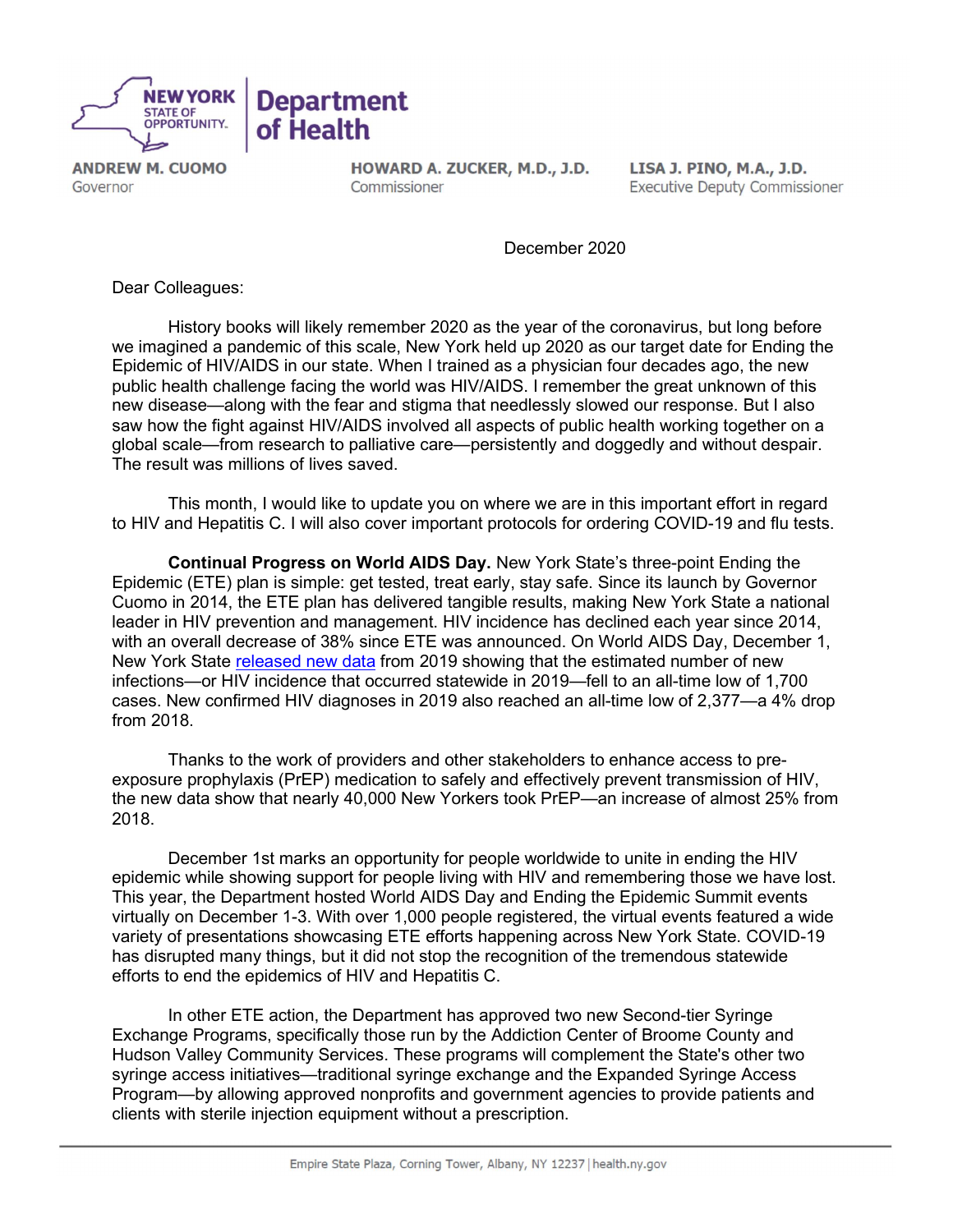**NEW YORK STATE OF OPPORTUNITY.** | **Department of Health**

**ANDREW M. CUOMO**
Governor

**HOWARD A. ZUCKER, M.D., J.D.**
Commissioner

**LISA J. PINO, M.A., J.D.**
Executive Deputy Commissioner

December 2020

Dear Colleagues:

History books will likely remember 2020 as the year of the coronavirus, but long before we imagined a pandemic of this scale, New York held up 2020 as our target date for Ending the Epidemic of HIV/AIDS in our state. When I trained as a physician four decades ago, the new public health challenge facing the world was HIV/AIDS. I remember the great unknown of this new disease—along with the fear and stigma that needlessly slowed our response. But I also saw how the fight against HIV/AIDS involved all aspects of public health working together on a global scale—from research to palliative care—persistently and doggedly and without despair. The result was millions of lives saved.

This month, I would like to update you on where we are in this important effort in regard to HIV and Hepatitis C. I will also cover important protocols for ordering COVID-19 and flu tests.

**Continual Progress on World AIDS Day.** New York State's three-point Ending the Epidemic (ETE) plan is simple: get tested, treat early, stay safe. Since its launch by Governor Cuomo in 2014, the ETE plan has delivered tangible results, making New York State a national leader in HIV prevention and management. HIV incidence has declined each year since 2014, with an overall decrease of 38% since ETE was announced. On World AIDS Day, December 1, New York State released new data from 2019 showing that the estimated number of new infections—or HIV incidence that occurred statewide in 2019—fell to an all-time low of 1,700 cases. New confirmed HIV diagnoses in 2019 also reached an all-time low of 2,377—a 4% drop from 2018.

Thanks to the work of providers and other stakeholders to enhance access to pre-exposure prophylaxis (PrEP) medication to safely and effectively prevent transmission of HIV, the new data show that nearly 40,000 New Yorkers took PrEP—an increase of almost 25% from 2018.

December 1st marks an opportunity for people worldwide to unite in ending the HIV epidemic while showing support for people living with HIV and remembering those we have lost. This year, the Department hosted World AIDS Day and Ending the Epidemic Summit events virtually on December 1-3. With over 1,000 people registered, the virtual events featured a wide variety of presentations showcasing ETE efforts happening across New York State. COVID-19 has disrupted many things, but it did not stop the recognition of the tremendous statewide efforts to end the epidemics of HIV and Hepatitis C.

In other ETE action, the Department has approved two new Second-tier Syringe Exchange Programs, specifically those run by the Addiction Center of Broome County and Hudson Valley Community Services. These programs will complement the State's other two syringe access initiatives—traditional syringe exchange and the Expanded Syringe Access Program—by allowing approved nonprofits and government agencies to provide patients and clients with sterile injection equipment without a prescription.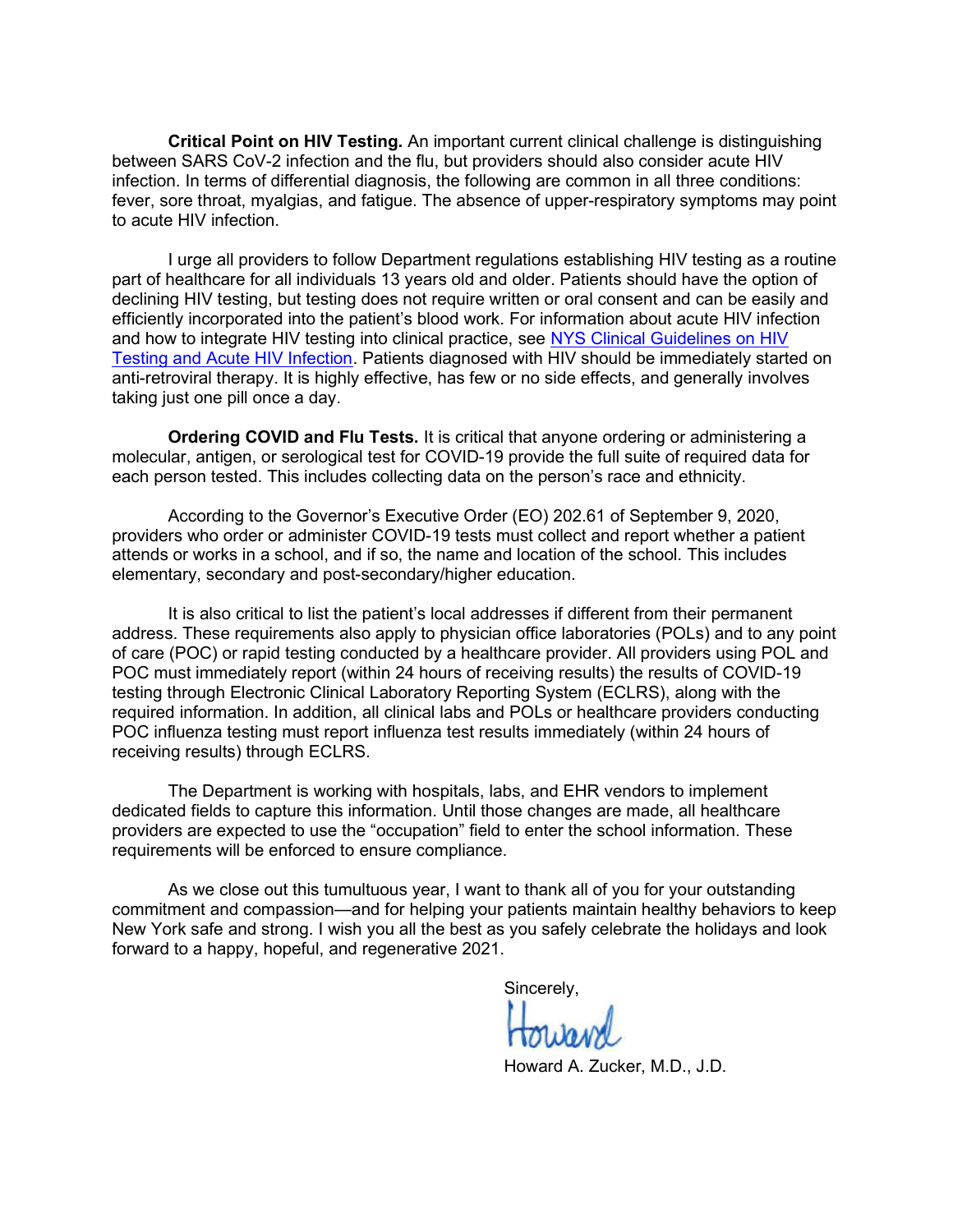**Critical Point on HIV Testing.** An important current clinical challenge is distinguishing between SARS CoV-2 infection and the flu, but providers should also consider acute HIV infection. In terms of differential diagnosis, the following are common in all three conditions: fever, sore throat, myalgias, and fatigue. The absence of upper-respiratory symptoms may point to acute HIV infection.

I urge all providers to follow Department regulations establishing HIV testing as a routine part of healthcare for all individuals 13 years old and older. Patients should have the option of declining HIV testing, but testing does not require written or oral consent and can be easily and efficiently incorporated into the patient's blood work. For information about acute HIV infection and how to integrate HIV testing into clinical practice, see NYS Clinical Guidelines on HIV Testing and Acute HIV Infection. Patients diagnosed with HIV should be immediately started on anti-retroviral therapy. It is highly effective, has few or no side effects, and generally involves taking just one pill once a day.

**Ordering COVID and Flu Tests.** It is critical that anyone ordering or administering a molecular, antigen, or serological test for COVID-19 provide the full suite of required data for each person tested. This includes collecting data on the person's race and ethnicity.

According to the Governor's Executive Order (EO) 202.61 of September 9, 2020, providers who order or administer COVID-19 tests must collect and report whether a patient attends or works in a school, and if so, the name and location of the school. This includes elementary, secondary and post-secondary/higher education.

It is also critical to list the patient's local addresses if different from their permanent address. These requirements also apply to physician office laboratories (POLs) and to any point of care (POC) or rapid testing conducted by a healthcare provider. All providers using POL and POC must immediately report (within 24 hours of receiving results) the results of COVID-19 testing through Electronic Clinical Laboratory Reporting System (ECLRS), along with the required information. In addition, all clinical labs and POLs or healthcare providers conducting POC influenza testing must report influenza test results immediately (within 24 hours of receiving results) through ECLRS.

The Department is working with hospitals, labs, and EHR vendors to implement dedicated fields to capture this information. Until those changes are made, all healthcare providers are expected to use the "occupation" field to enter the school information. These requirements will be enforced to ensure compliance.

As we close out this tumultuous year, I want to thank all of you for your outstanding commitment and compassion—and for helping your patients maintain healthy behaviors to keep New York safe and strong. I wish you all the best as you safely celebrate the holidays and look forward to a happy, hopeful, and regenerative 2021.

Sincerely,

Howard

Howard A. Zucker, M.D., J.D.